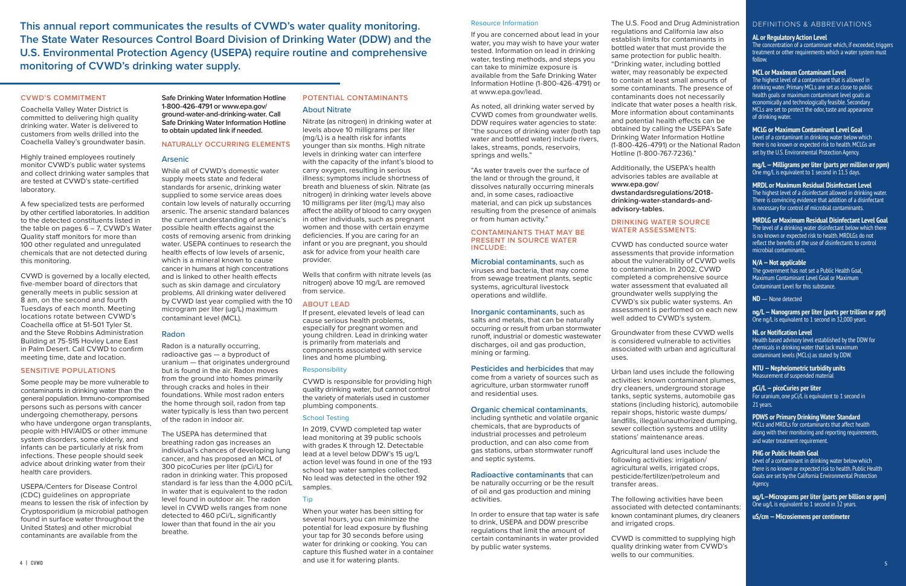**This annual report communicates the results of CVWD's water quality monitoring. The State Water Resources Control Board Division of Drinking Water (DDW) and the U.S. Environmental Protection Agency (USEPA) require routine and comprehensive monitoring of CVWD's drinking water supply.**

## CVWD'S COMMITMENT

Coachella Valley Water District is committed to delivering high quality drinking water. Water is delivered to customers from wells drilled into the Coachella Valley's groundwater basin.

Highly trained employees routinely monitor CVWD's public water systems and collect drinking water samples that are tested at CVWD's state-certified laboratory.

A few specialized tests are performed by other certified laboratories. In addition to the detected constituents listed in the table on pages 6 – 7, CVWD's Water Quality staff monitors for more than 100 other regulated and unregulated chemicals that are not detected during this monitoring.

CVWD is governed by a locally elected, five-member board of directors that generally meets in public session at 8 am, on the second and fourth Tuesdays of each month. Meeting locations rotate between CVWD's Coachella office at 51-501 Tyler St. and the Steve Robbins Administration Building at 75-515 Hovley Lane East in Palm Desert. Call CVWD to confirm meeting time, date and location.

## SENSITIVE POPULATIONS

Some people may be more vulnerable to contaminants in drinking water than the general population. Immuno-compromised persons such as persons with cancer undergoing chemotherapy, persons who have undergone organ transplants, people with HIV/AIDS or other immune system disorders, some elderly, and infants can be particularly at risk from infections. These people should seek advice about drinking water from their health care providers.

USEPA/Centers for Disease Control (CDC) guidelines on appropriate means to lessen the risk of infection by Cryptosporidium (a microbial pathogen found in surface water throughout the United States) and other microbial contaminants are available from the **Safe Drinking Water Information Hotline 1-800-426-4791 or www.epa.gov/ground-water-and-drinking-water. Call Safe Drinking Water Information Hotline to obtain updated link if needed.**

## NATURALLY OCCURRING ELEMENTS

### Arsenic

While all of CVWD's domestic water supply meets state and federal standards for arsenic, drinking water supplied to some service areas does contain low levels of naturally occurring arsenic. The arsenic standard balances the current understanding of arsenic's possible health effects against the costs of removing arsenic from drinking water. USEPA continues to research the health effects of low levels of arsenic, which is a mineral known to cause cancer in humans at high concentrations and is linked to other health effects such as skin damage and circulatory problems. All drinking water delivered by CVWD last year complied with the 10 microgram per liter (ug/L) maximum contaminant level (MCL).

### Radon

Radon is a naturally occurring, radioactive gas — a byproduct of uranium — that originates underground but is found in the air. Radon moves from the ground into homes primarily through cracks and holes in their foundations. While most radon enters the home through soil, radon from tap water typically is less than two percent of the radon in indoor air.

The USEPA has determined that breathing radon gas increases an individual's chances of developing lung cancer, and has proposed an MCL of 300 picoCuries per liter (pCi/L) for radon in drinking water. This proposed standard is far less than the 4,000 pCi/L in water that is equivalent to the radon level found in outdoor air. The radon level in CVWD wells ranges from none detected to 460 pCi/L, significantly lower than that found in the air you breathe.

## POTENTIAL CONTAMINANTS

### About Nitrate

Nitrate (as nitrogen) in drinking water at levels above 10 milligrams per liter (mg/L) is a health risk for infants younger than six months. High nitrate levels in drinking water can interfere with the capacity of the infant's blood to carry oxygen, resulting in serious illness; symptoms include shortness of breath and blueness of skin. Nitrate (as nitrogen) in drinking water levels above 10 milligrams per liter (mg/L) may also affect the ability of blood to carry oxygen in other individuals, such as pregnant women and those with certain enzyme deficiencies. If you are caring for an infant or you are pregnant, you should ask for advice from your health care provider.

Wells that confirm with nitrate levels (as nitrogen) above 10 mg/L are removed from service.

### ABOUT LEAD

If present, elevated levels of lead can cause serious health problems, especially for pregnant women and young children. Lead in drinking water is primarily from materials and components associated with service lines and home plumbing.

#### Responsibility

CVWD is responsible for providing high quality drinking water, but cannot control the variety of materials used in customer plumbing components.

#### School Testing

In 2019, CVWD completed tap water lead monitoring at 39 public schools with grades K through 12. Detectable lead at a level below DDW's 15 ug/L action level was found in one of the 193 school tap water samples collected. No lead was detected in the other 192 samples.

#### Tip

When your water has been sitting for several hours, you can minimize the potential for lead exposure by flushing your tap for 30 seconds before using water for drinking or cooking. You can capture this flushed water in a container and use it for watering plants.

#### Resource Information

If you are concerned about lead in your water, you may wish to have your water tested. Information on lead in drinking water, testing methods, and steps you can take to minimize exposure is available from the Safe Drinking Water Information Hotline (1-800-426-4791) or at www.epa.gov/lead.

As noted, all drinking water served by CVWD comes from groundwater wells. DDW requires water agencies to state: "the sources of drinking water (both tap water and bottled water) include rivers, lakes, streams, ponds, reservoirs, springs and wells."

"As water travels over the surface of the land or through the ground, it dissolves naturally occurring minerals and, in some cases, radioactive material, and can pick up substances resulting from the presence of animals or from human activity."

### CONTAMINANTS THAT MAY BE PRESENT IN SOURCE WATER INCLUDE:

**Microbial contaminants**, such as viruses and bacteria, that may come from sewage treatment plants, septic systems, agricultural livestock operations and wildlife.

**Inorganic contaminants**, such as salts and metals, that can be naturally occurring or result from urban stormwater runoff, industrial or domestic wastewater discharges, oil and gas production, mining or farming.

**Pesticides and herbicides** that may come from a variety of sources such as agriculture, urban stormwater runoff and residential uses.

**Organic chemical contaminants**, including synthetic and volatile organic chemicals, that are byproducts of industrial processes and petroleum production, and can also come from gas stations, urban stormwater runoff and septic systems.

**Radioactive contaminants** that can be naturally occurring or be the result of oil and gas production and mining activities.

In order to ensure that tap water is safe to drink, USEPA and DDW prescribe regulations that limit the amount of certain contaminants in water provided by public water systems.

The U.S. Food and Drug Administration regulations and California law also establish limits for contaminants in bottled water that must provide the same protection for public health. "Drinking water, including bottled water, may reasonably be expected to contain at least small amounts of some contaminants. The presence of contaminants does not necessarily indicate that water poses a health risk. More information about contaminants and potential health effects can be obtained by calling the USEPA's Safe Drinking Water Information Hotline (1-800-426-4791) or the National Radon Hotline (1-800-767-7236)."

Additionally, the USEPA's health advisories tables are available at **www.epa.gov/dwstandardsregulations/2018-drinking-water-standards-and-advisory-tables.**

## DRINKING WATER SOURCE WATER ASSESSMENTS:

CVWD has conducted source water assessments that provide information about the vulnerability of CVWD wells to contamination. In 2002, CVWD completed a comprehensive source water assessment that evaluated all groundwater wells supplying the CVWD's six public water systems. An assessment is performed on each new well added to CVWD's system.

Groundwater from these CVWD wells is considered vulnerable to activities associated with urban and agricultural uses.

Urban land uses include the following activities: known contaminant plumes, dry cleaners, underground storage tanks, septic systems, automobile gas stations (including historic), automobile repair shops, historic waste dumps/landfills, illegal/unauthorized dumping, sewer collection systems and utility stations' maintenance areas.

Agricultural land uses include the following activities: irrigation/agricultural wells, irrigated crops, pesticide/fertilizer/petroleum and transfer areas.

The following activities have been associated with detected contaminants: known contaminant plumes, dry cleaners and irrigated crops.

CVWD is committed to supplying high quality drinking water from CVWD's wells to our communities.

## DEFINITIONS & ABBREVIATIONS

**AL or Regulatory Action Level**
The concentration of a contaminant which, if exceeded, triggers treatment or other requirements which a water system must follow.

**MCL or Maximum Contaminant Level**
The highest level of a contaminant that is allowed in drinking water. Primary MCLs are set as close to public health goals or maximum contaminant level goals as economically and technologically feasible. Secondary MCLs are set to protect the odor, taste and appearance of drinking water.

**MCLG or Maximum Contaminant Level Goal**
Level of a contaminant in drinking water below which there is no known or expected risk to health. MCLGs are set by the U.S. Environmental Protection Agency.

**mg/L – Milligrams per liter (parts per million or ppm)**
One mg/L is equivalent to 1 second in 11.5 days.

**MRDL or Maximum Residual Disinfectant Level**
The highest level of a disinfectant allowed in drinking water. There is convincing evidence that addition of a disinfectant is necessary for control of microbial contaminants.

**MRDLG or Maximum Residual Disinfectant Level Goal**
The level of a drinking water disinfectant below which there is no known or expected risk to health. MRDLGs do not reflect the benefits of the use of disinfectants to control microbial contaminants.

**N/A – Not applicable**
The government has not set a Public Health Goal, Maximum Contaminant Level Goal or Maximum Contaminant Level for this substance.

**ND** — None detected

**ng/L – Nanograms per liter (parts per trillion or ppt)**
One ng/L is equivalent to 1 second in 32,000 years.

**NL or Notification Level**
Health based advisory level established by the DDW for chemicals in drinking water that lack maximum contaminant levels (MCLs) as stated by DDW.

**NTU – Nephelometric turbidity units**
Measurement of suspended material

**pCi/L – picoCuries per liter**
For uranium, one pCi/L is equivalent to 1 second in 21 years.

**PDWS or Primary Drinking Water Standard**
MCLs and MRDLs for contaminants that affect health along with their monitoring and reporting requirements, and water treatment requirement.

**PHG or Public Health Goal**
Level of a contaminant in drinking water below which there is no known or expected risk to health. Public Health Goals are set by the California Environmental Protection Agency.

**ug/L—Micrograms per liter (parts per billion or ppm)**
One ug/L is equivalent to 1 second in 32 years.

**uS/cm – Microsiemens per centimeter**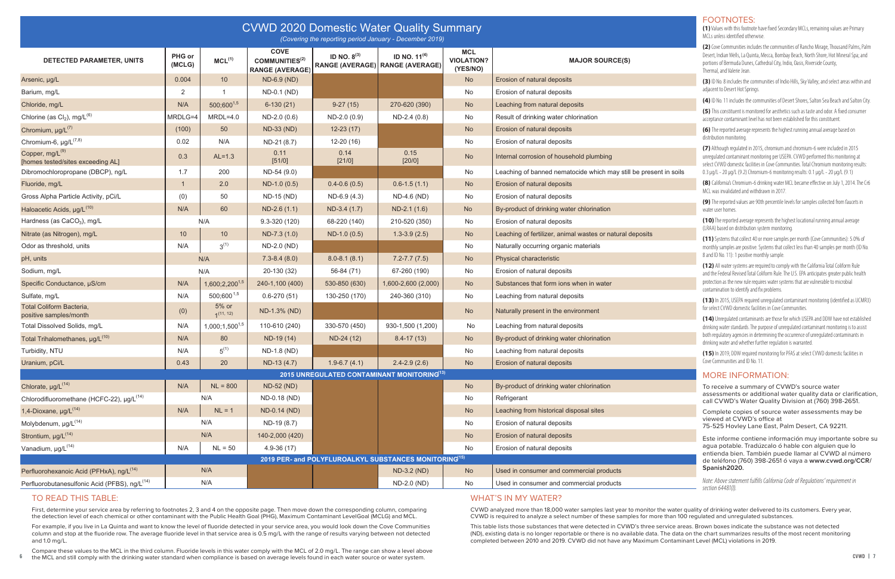# CVWD 2020 Domestic Water Quality Summary

*(Covering the reporting period January - December 2019)*

| DETECTED PARAMETER, UNITS | PHG or (MCLG) | MCL[1] | COVE COMMUNITIES[2] RANGE (AVERAGE) | ID NO. 8[3] RANGE (AVERAGE) | ID NO. 11[4] RANGE (AVERAGE) | MCL VIOLATION? (YES/NO) | MAJOR SOURCE(S) |
|---|---|---|---|---|---|---|---|
| Arsenic, μg/L | 0.004 | 10 | ND-6.9 (ND) | | | No | Erosion of natural deposits |
| Barium, mg/L | 2 | 1 | ND-0.1 (ND) | | | No | Erosion of natural deposits |
| Chloride, mg/L | N/A | 500;600[1,5] | 6-130 (21) | 9-27 (15) | 270-620 (390) | No | Leaching from natural deposits |
| Chlorine (as $Cl_2$), mg/L[6] | MRDLG=4 | MRDL=4.0 | ND-2.0 (0.6) | ND-2.0 (0.9) | ND-2.4 (0.8) | No | Result of drinking water chlorination |
| Chromium, μg/L[7] | (100) | 50 | ND-33 (ND) | 12-23 (17) | | No | Erosion of natural deposits |
| Chromium-6, μg/L[7,8] | 0.02 | N/A | ND-21 (8.7) | 12-20 (16) | | No | Erosion of natural deposits |
| Copper, mg/L[9] [homes tested/sites exceeding AL] | 0.3 | AL=1.3 | 0.11 [51/0] | 0.14 [21/0] | 0.15 [20/0] | No | Internal corrosion of household plumbing |
| Dibromochloropropane (DBCP), ng/L | 1.7 | 200 | ND-54 (9.0) | | | No | Leaching of banned nematocide which may still be present in soils |
| Fluoride, mg/L | 1 | 2.0 | ND-1.0 (0.5) | 0.4-0.6 (0.5) | 0.6-1.5 (1.1) | No | Erosion of natural deposits |
| Gross Alpha Particle Activity, pCi/L | (0) | 50 | ND-15 (ND) | ND-6.9 (4.3) | ND-4.6 (ND) | No | Erosion of natural deposits |
| Haloacetic Acids, μg/L[10] | N/A | 60 | ND-2.6 (1.1) | ND-3.4 (1.7) | ND-2.1 (1.6) | No | By-product of drinking water chlorination |
| Hardness (as $CaCO_3$), mg/L | N/A | | 9.3-320 (120) | 68-220 (140) | 210-520 (350) | No | Erosion of natural deposits |
| Nitrate (as Nitrogen), mg/L | 10 | 10 | ND-7.3 (1.0) | ND-1.0 (0.5) | 1.3-3.9 (2.5) | No | Leaching of fertilizer, animal wastes or natural deposits |
| Odor as threshold, units | N/A | 3[1] | ND-2.0 (ND) | | | No | Naturally occurring organic materials |
| pH, units | N/A | | 7.3-8.4 (8.0) | 8.0-8.1 (8.1) | 7.2-7.7 (7.5) | No | Physical characteristic |
| Sodium, mg/L | N/A | | 20-130 (32) | 56-84 (71) | 67-260 (190) | No | Erosion of natural deposits |
| Specific Conductance, μS/cm | N/A | 1,600;2,200[1,5] | 240-1,100 (400) | 530-850 (630) | 1,600-2,600 (2,000) | No | Substances that form ions when in water |
| Sulfate, mg/L | N/A | 500;600[1,5] | 0.6-270 (51) | 130-250 (170) | 240-360 (310) | No | Leaching from natural deposits |
| Total Coliform Bacteria, positive samples/month | (0) | 5% or 1[11, 12] | ND-1.3% (ND) | | | No | Naturally present in the environment |
| Total Dissolved Solids, mg/L | N/A | 1,000;1,500[1,5] | 110-610 (240) | 330-570 (450) | 930-1,500 (1,200) | No | Leaching from natural deposits |
| Total Trihalomethanes, μg/L[10] | N/A | 80 | ND-19 (14) | ND-24 (12) | 8.4-17 (13) | No | By-product of drinking water chlorination |
| Turbidity, NTU | N/A | 5[1] | ND-1.8 (ND) | | | No | Leaching from natural deposits |
| Uranium, pCi/L | 0.43 | 20 | ND-13 (4.7) | 1.9-6.7 (4.1) | 2.4-2.9 (2.6) | No | Erosion of natural deposits |
| **2015 UNREGULATED CONTAMINANT MONITORING[13]** | | | | | | | |
| Chlorate, μg/L[14] | N/A | NL = 800 | ND-52 (ND) | | | No | By-product of drinking water chlorination |
| Chlorodifluoromethane (HCFC-22), μg/L[14] | N/A | | ND-0.18 (ND) | | | No | Refrigerant |
| 1,4-Dioxane, μg/L[14] | N/A | NL = 1 | ND-0.14 (ND) | | | No | Leaching from historical disposal sites |
| Molybdenum, μg/L[14] | N/A | | ND-19 (8.7) | | | No | Erosion of natural deposits |
| Strontium, μg/L[14] | N/A | | 140-2,000 (420) | | | No | Erosion of natural deposits |
| Vanadium, μg/L[14] | N/A | NL = 50 | 4.9-36 (17) | | | No | Erosion of natural deposits |
| **2019 PER- and POLYFLUOROALKYL SUBSTANCES MONITORING[15]** | | | | | | | |
| Perfluorohexanoic Acid (PFHxA), ng/L[14] | N/A | | | | ND-3.2 (ND) | No | Used in consumer and commercial products |
| Perfluorobutanesulfonic Acid (PFBS), ng/L[14] | N/A | | | | ND-2.0 (ND) | No | Used in consumer and commercial products |

## FOOTNOTES:

**(1)** Values with this footnote have fixed Secondary MCLs, remaining values are Primary MCLs unless identified otherwise.

**(2)** Cove Communities includes the communities of Rancho Mirage, Thousand Palms, Palm Desert, Indian Wells, La Quinta, Mecca, Bombay Beach, North Shore, Hot Mineral Spa; and portions of Bermuda Dunes, Cathedral City, Indio, Oasis, Riverside County, Thermal, and Valerie Jean.

**(3)** ID No. 8 includes the communities of Indio Hills, Sky Valley; and select areas within and adjacent to Desert Hot Springs.

**(4)** ID No. 11 includes the communities of Desert Shores, Salton Sea Beach and Salton City.

**(5)** This constituent is monitored for aesthetics such as taste and odor. A fixed consumer acceptance contaminant level has not been established for this constituent.

**(6)** The reported average represents the highest running annual average based on distribution monitoring.

**(7)** Although regulated in 2015, chromium and chromium-6 were included in 2015 unregulated contaminant monitoring per USEPA. CVWD performed this monitoring at select CVWD domestic facilities in Cove Communities. Total Chromium monitoring results: 0.3 μg/L – 20 μg/L (9.2) Chromium-6 monitoring results: 0.1 μg/L – 20 μg/L (9.1)

**(8)** California's Chromium-6 drinking water MCL became effective on July 1, 2014. The Cr6 MCL was invalidated and withdrawn in 2017.

**(9)** The reported values are 90th percentile levels for samples collected from faucets in water user homes.

**(10)** The reported average represents the highest locational running annual average (LRAA) based on distribution system monitoring.

**(11)** Systems that collect 40 or more samples per month (Cove Communities): 5.0% of monthly samples are positive. Systems that collect less than 40 samples per month (ID No. 8 and ID No. 11): 1 positive monthly sample.

**(12)** All water systems are required to comply with the California Total Coliform Rule and the Federal Revised Total Coliform Rule. The U.S. EPA anticipates greater public health protection as the new rule requires water systems that are vulnerable to microbial contamination to identify and fix problems.

**(13)** In 2015, USEPA required unregulated contaminant monitoring (identified as UCMR3) for select CVWD domestic facilities in Cove Communities.

**(14)** Unregulated contaminants are those for which USEPA and DDW have not established drinking water standards. The purpose of unregulated contaminant monitoring is to assist both regulatory agencies in determining the occurrence of unregulated contaminants in drinking water and whether further regulation is warranted.

**(15)** In 2019, DDW required monitoring for PFAS at select CVWD domestic facilities in Cove Communities and ID No. 11.

## MORE INFORMATION:

To receive a summary of CVWD's source water assessments or additional water quality data or clarification, call CVWD's Water Quality Division at (760) 398-2651.

Complete copies of source water assessments may be viewed at CVWD's office at 75-525 Hovley Lane East, Palm Desert, CA 92211.

Este informe contiene información muy importante sobre su agua potable. Tradúzcalo ó hable con alguien que lo entienda bien. También puede llamar al CVWD al número de teléfono (760) 398-2651 ó vaya a **www.cvwd.org/CCR/Spanish2020.**

*Note: Above statement fulfills California Code of Regulations' requirement in section 64481(j).*

## TO READ THIS TABLE:

First, determine your service area by referring to footnotes 2, 3 and 4 on the opposite page. Then move down the corresponding column, comparing the detection level of each chemical or other contaminant with the Public Health Goal (PHG), Maximum Contaminant LevelGoal (MCLG) and MCL.

For example, if you live in La Quinta and want to know the level of fluoride detected in your service area, you would look down the Cove Communities column and stop at the fluoride row. The average fluoride level in that service area is 0.5 mg/L with the range of results varying between not detected and 1.0 mg/L.

Compare these values to the MCL in the third column. Fluoride levels in this water comply with the MCL of 2.0 mg/L. The range can show a level above the MCL and still comply with the drinking water standard when compliance is based on average levels found in each water source or water system.

## WHAT'S IN MY WATER?

CVWD analyzed more than 18,000 water samples last year to monitor the water quality of drinking water delivered to its customers. Every year, CVWD is required to analyze a select number of these samples for more than 100 regulated and unregulated substances.

This table lists those substances that were detected in CVWD's three service areas. Brown boxes indicate the substance was not detected (ND), existing data is no longer reportable or there is no available data. The data on the chart summarizes results of the most recent monitoring completed between 2010 and 2019. CVWD did not have any Maximum Contaminant Level (MCL) violations in 2019.